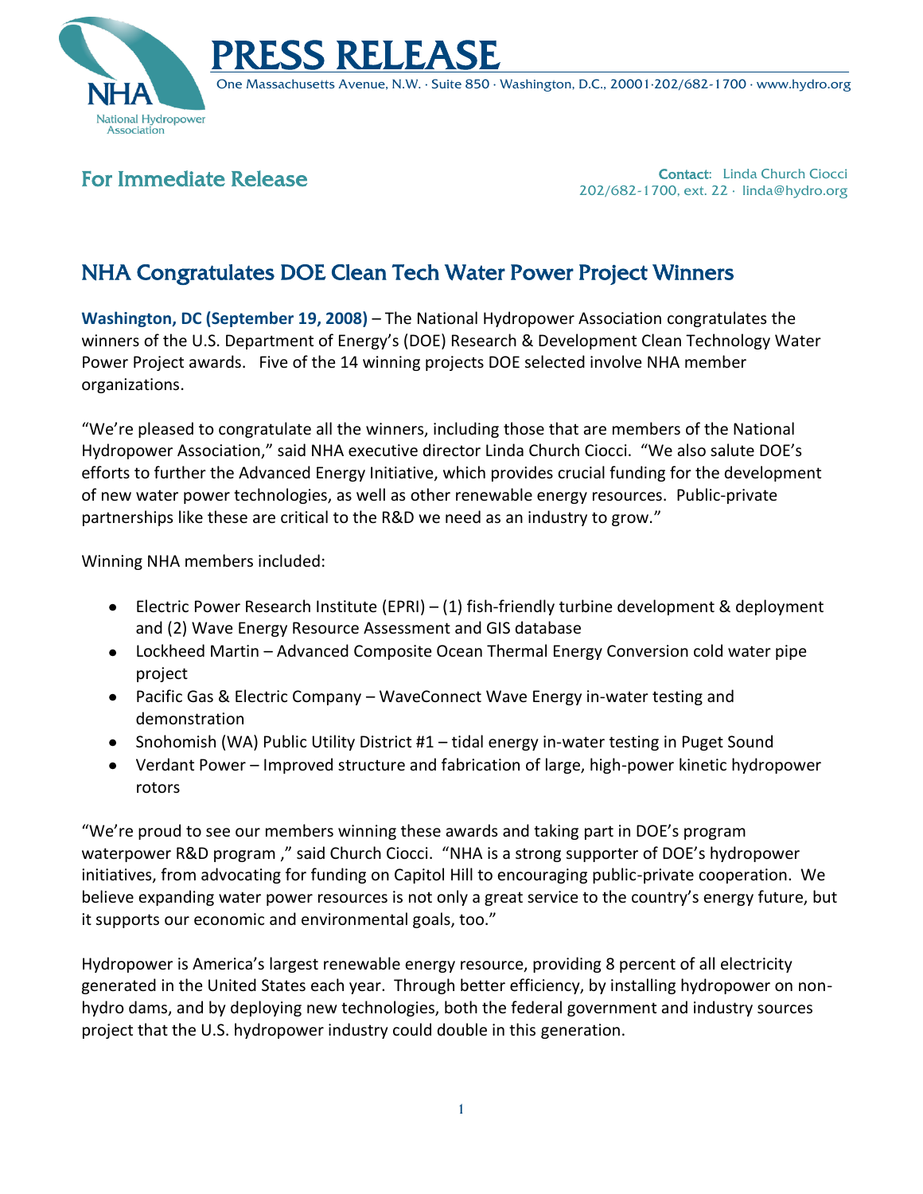# PRESS RELEASE

One Massachusetts Avenue, N.W. · Suite 850 · Washington, D.C., 20001·202/682-1700 · www.hydro.org

NHA National Hydropower Association

## For Immediate Release

**Contact:** Linda Church Ciocci
202/682-1700, ext. 22 · linda@hydro.org

## NHA Congratulates DOE Clean Tech Water Power Project Winners

**Washington, DC (September 19, 2008)** – The National Hydropower Association congratulates the winners of the U.S. Department of Energy's (DOE) Research & Development Clean Technology Water Power Project awards. Five of the 14 winning projects DOE selected involve NHA member organizations.

"We're pleased to congratulate all the winners, including those that are members of the National Hydropower Association," said NHA executive director Linda Church Ciocci. "We also salute DOE's efforts to further the Advanced Energy Initiative, which provides crucial funding for the development of new water power technologies, as well as other renewable energy resources. Public-private partnerships like these are critical to the R&D we need as an industry to grow."

Winning NHA members included:

- Electric Power Research Institute (EPRI) – (1) fish-friendly turbine development & deployment and (2) Wave Energy Resource Assessment and GIS database
- Lockheed Martin – Advanced Composite Ocean Thermal Energy Conversion cold water pipe project
- Pacific Gas & Electric Company – WaveConnect Wave Energy in-water testing and demonstration
- Snohomish (WA) Public Utility District #1 – tidal energy in-water testing in Puget Sound
- Verdant Power – Improved structure and fabrication of large, high-power kinetic hydropower rotors

"We're proud to see our members winning these awards and taking part in DOE's program waterpower R&D program ," said Church Ciocci. "NHA is a strong supporter of DOE's hydropower initiatives, from advocating for funding on Capitol Hill to encouraging public-private cooperation. We believe expanding water power resources is not only a great service to the country's energy future, but it supports our economic and environmental goals, too."

Hydropower is America's largest renewable energy resource, providing 8 percent of all electricity generated in the United States each year. Through better efficiency, by installing hydropower on non-hydro dams, and by deploying new technologies, both the federal government and industry sources project that the U.S. hydropower industry could double in this generation.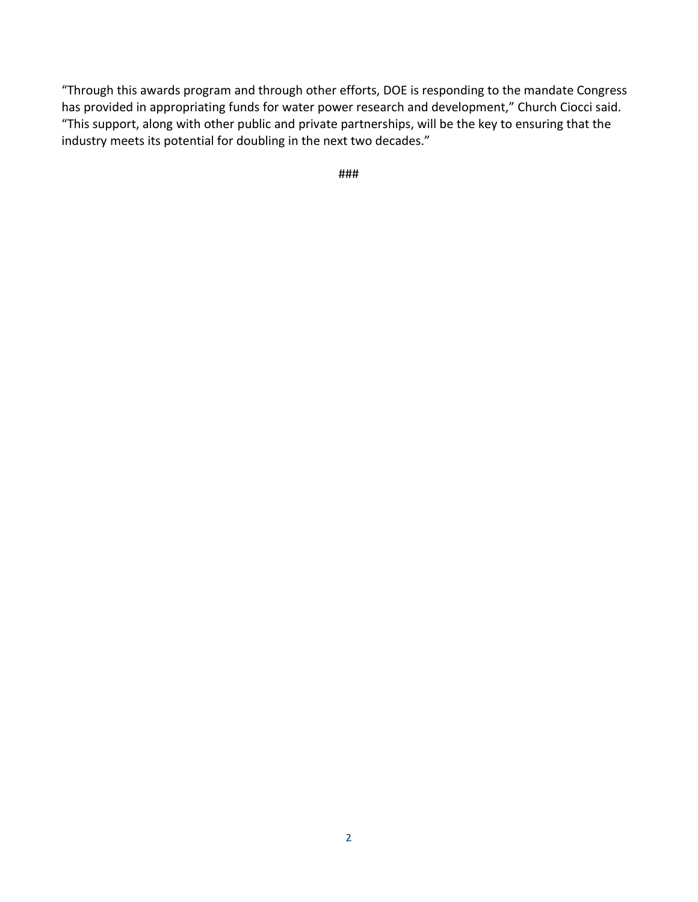"Through this awards program and through other efforts, DOE is responding to the mandate Congress has provided in appropriating funds for water power research and development," Church Ciocci said. "This support, along with other public and private partnerships, will be the key to ensuring that the industry meets its potential for doubling in the next two decades."

###